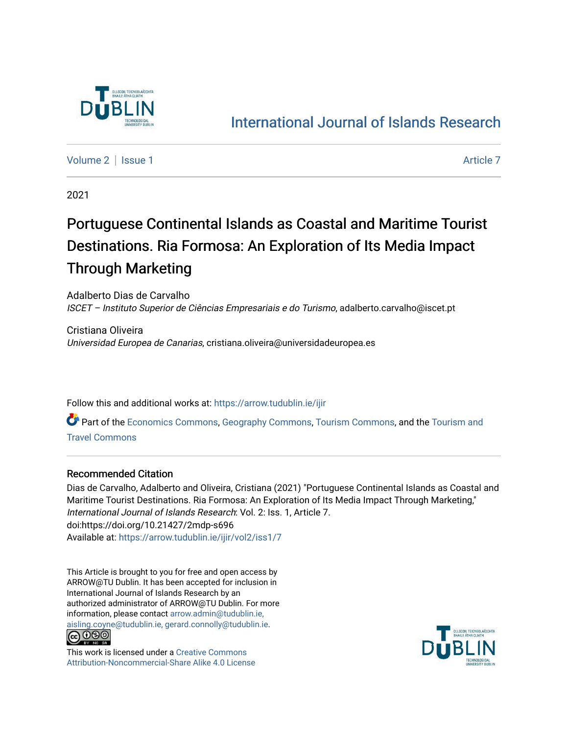International Journal of Islands Research

Volume 2 | Issue 1 — Article 7

2021

# Portuguese Continental Islands as Coastal and Maritime Tourist Destinations. Ria Formosa: An Exploration of Its Media Impact Through Marketing

Adalberto Dias de Carvalho
*ISCET – Instituto Superior de Ciências Empresariais e do Turismo*, adalberto.carvalho@iscet.pt

Cristiana Oliveira
*Universidad Europea de Canarias*, cristiana.oliveira@universidadeuropea.es

Follow this and additional works at: https://arrow.tudublin.ie/ijir

Part of the Economics Commons, Geography Commons, Tourism Commons, and the Tourism and Travel Commons

## Recommended Citation

Dias de Carvalho, Adalberto and Oliveira, Cristiana (2021) "Portuguese Continental Islands as Coastal and Maritime Tourist Destinations. Ria Formosa: An Exploration of Its Media Impact Through Marketing," *International Journal of Islands Research*: Vol. 2: Iss. 1, Article 7.
doi:https://doi.org/10.21427/2mdp-s696
Available at: https://arrow.tudublin.ie/ijir/vol2/iss1/7

This Article is brought to you for free and open access by ARROW@TU Dublin. It has been accepted for inclusion in International Journal of Islands Research by an authorized administrator of ARROW@TU Dublin. For more information, please contact arrow.admin@tudublin.ie, aisling.coyne@tudublin.ie, gerard.connolly@tudublin.ie.

This work is licensed under a Creative Commons Attribution-Noncommercial-Share Alike 4.0 License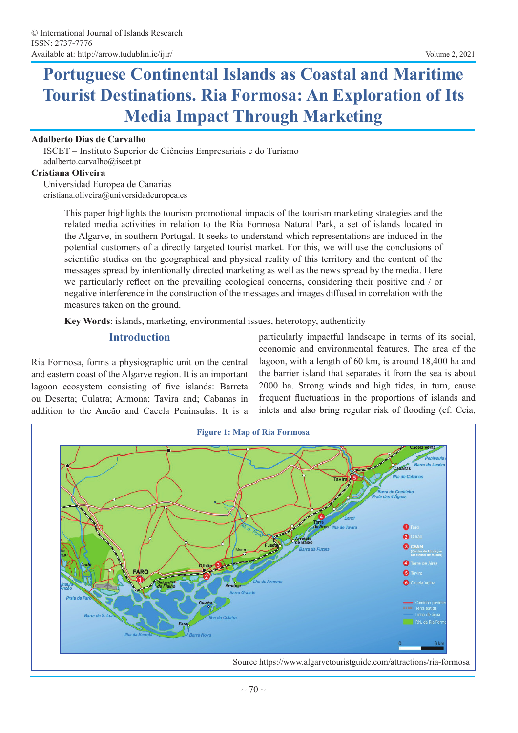# Portuguese Continental Islands as Coastal and Maritime Tourist Destinations. Ria Formosa: An Exploration of Its Media Impact Through Marketing

**Adalberto Dias de Carvalho**

ISCET – Instituto Superior de Ciências Empresariais e do Turismo
adalberto.carvalho@iscet.pt

**Cristiana Oliveira**

Universidad Europea de Canarias
cristiana.oliveira@universidadeuropea.es

This paper highlights the tourism promotional impacts of the tourism marketing strategies and the related media activities in relation to the Ria Formosa Natural Park, a set of islands located in the Algarve, in southern Portugal. It seeks to understand which representations are induced in the potential customers of a directly targeted tourist market. For this, we will use the conclusions of scientific studies on the geographical and physical reality of this territory and the content of the messages spread by intentionally directed marketing as well as the news spread by the media. Here we particularly reflect on the prevailing ecological concerns, considering their positive and / or negative interference in the construction of the messages and images diffused in correlation with the measures taken on the ground.

**Key Words**: islands, marketing, environmental issues, heterotopy, authenticity

## Introduction

Ria Formosa, forms a physiographic unit on the central and eastern coast of the Algarve region. It is an important lagoon ecosystem consisting of five islands: Barreta ou Deserta; Culatra; Armona; Tavira and; Cabanas in addition to the Ancão and Cacela Peninsulas. It is a particularly impactful landscape in terms of its social, economic and environmental features. The area of the lagoon, with a length of 60 km, is around 18,400 ha and the barrier island that separates it from the sea is about 2000 ha. Strong winds and high tides, in turn, cause frequent fluctuations in the proportions of islands and inlets and also bring regular risk of flooding (cf. Ceia,

**Figure 1: Map of Ria Formosa**

Source https://www.algarvetouristguide.com/attractions/ria-formosa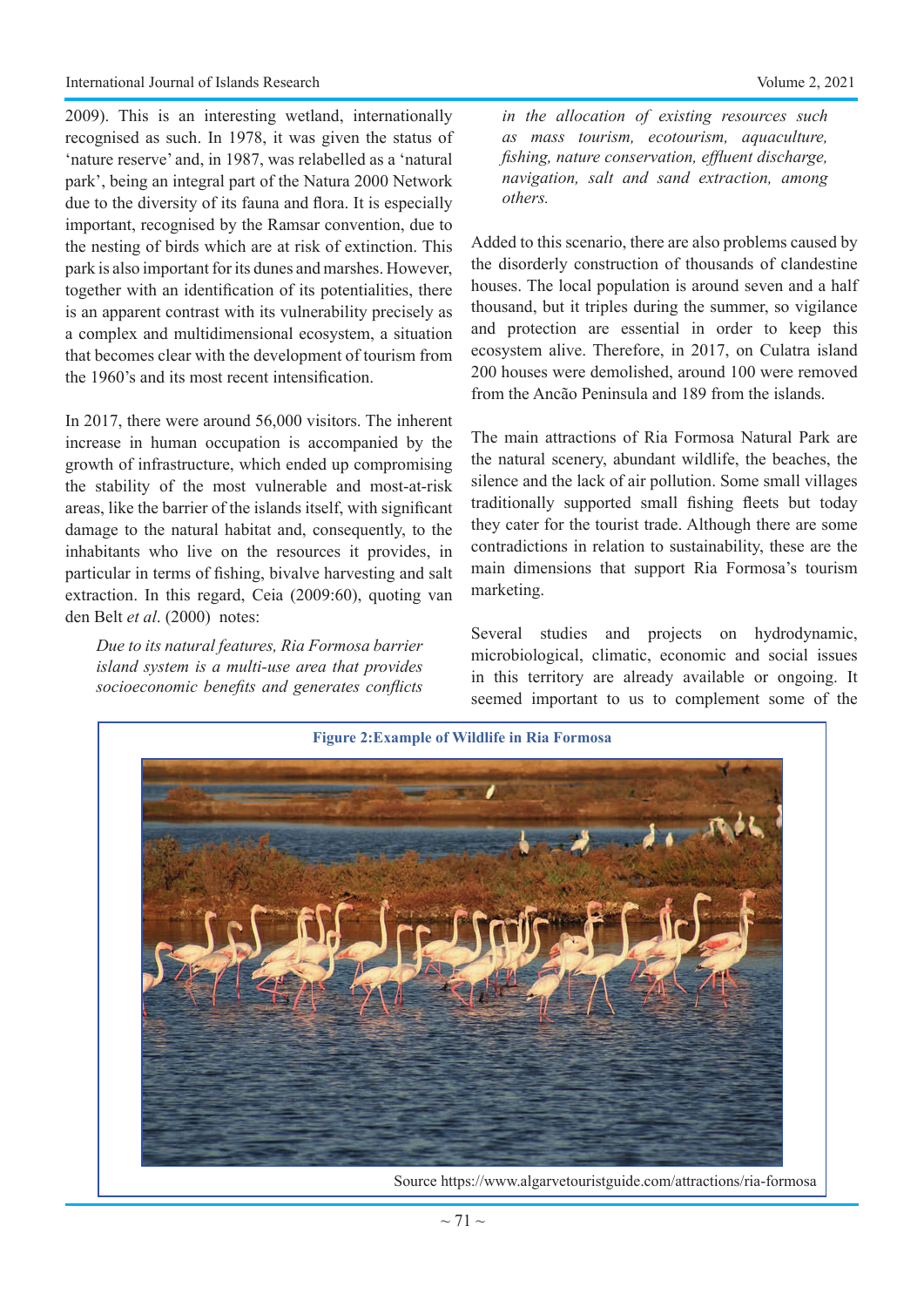2009). This is an interesting wetland, internationally recognised as such. In 1978, it was given the status of 'nature reserve' and, in 1987, was relabelled as a 'natural park', being an integral part of the Natura 2000 Network due to the diversity of its fauna and flora. It is especially important, recognised by the Ramsar convention, due to the nesting of birds which are at risk of extinction. This park is also important for its dunes and marshes. However, together with an identification of its potentialities, there is an apparent contrast with its vulnerability precisely as a complex and multidimensional ecosystem, a situation that becomes clear with the development of tourism from the 1960's and its most recent intensification.

In 2017, there were around 56,000 visitors. The inherent increase in human occupation is accompanied by the growth of infrastructure, which ended up compromising the stability of the most vulnerable and most-at-risk areas, like the barrier of the islands itself, with significant damage to the natural habitat and, consequently, to the inhabitants who live on the resources it provides, in particular in terms of fishing, bivalve harvesting and salt extraction. In this regard, Ceia (2009:60), quoting van den Belt *et al*. (2000) notes:

> *Due to its natural features, Ria Formosa barrier island system is a multi-use area that provides socioeconomic benefits and generates conflicts in the allocation of existing resources such as mass tourism, ecotourism, aquaculture, fishing, nature conservation, effluent discharge, navigation, salt and sand extraction, among others.*

Added to this scenario, there are also problems caused by the disorderly construction of thousands of clandestine houses. The local population is around seven and a half thousand, but it triples during the summer, so vigilance and protection are essential in order to keep this ecosystem alive. Therefore, in 2017, on Culatra island 200 houses were demolished, around 100 were removed from the Ancão Peninsula and 189 from the islands.

The main attractions of Ria Formosa Natural Park are the natural scenery, abundant wildlife, the beaches, the silence and the lack of air pollution. Some small villages traditionally supported small fishing fleets but today they cater for the tourist trade. Although there are some contradictions in relation to sustainability, these are the main dimensions that support Ria Formosa's tourism marketing.

Several studies and projects on hydrodynamic, microbiological, climatic, economic and social issues in this territory are already available or ongoing. It seemed important to us to complement some of the

**Figure 2:Example of Wildlife in Ria Formosa**

Source https://www.algarvetouristguide.com/attractions/ria-formosa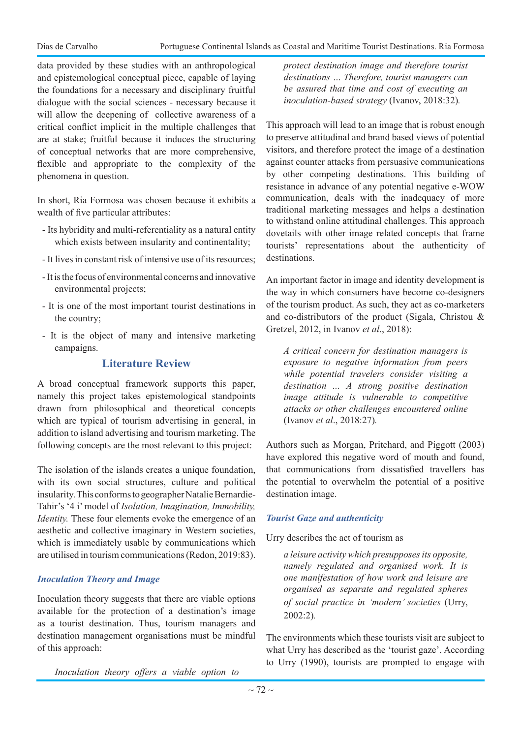data provided by these studies with an anthropological and epistemological conceptual piece, capable of laying the foundations for a necessary and disciplinary fruitful dialogue with the social sciences - necessary because it will allow the deepening of collective awareness of a critical conflict implicit in the multiple challenges that are at stake; fruitful because it induces the structuring of conceptual networks that are more comprehensive, flexible and appropriate to the complexity of the phenomena in question.

In short, Ria Formosa was chosen because it exhibits a wealth of five particular attributes:

- Its hybridity and multi-referentiality as a natural entity which exists between insularity and continentality;
- It lives in constant risk of intensive use of its resources;
- It is the focus of environmental concerns and innovative environmental projects;
- It is one of the most important tourist destinations in the country;
- It is the object of many and intensive marketing campaigns.

## Literature Review

A broad conceptual framework supports this paper, namely this project takes epistemological standpoints drawn from philosophical and theoretical concepts which are typical of tourism advertising in general, in addition to island advertising and tourism marketing. The following concepts are the most relevant to this project:

The isolation of the islands creates a unique foundation, with its own social structures, culture and political insularity. This conforms to geographer Natalie Bernardie-Tahir's '4 i' model of *Isolation, Imagination, Immobility, Identity.* These four elements evoke the emergence of an aesthetic and collective imaginary in Western societies, which is immediately usable by communications which are utilised in tourism communications (Redon, 2019:83).

### *Inoculation Theory and Image*

Inoculation theory suggests that there are viable options available for the protection of a destination's image as a tourist destination. Thus, tourism managers and destination management organisations must be mindful of this approach:

> *Inoculation theory offers a viable option to protect destination image and therefore tourist destinations … Therefore, tourist managers can be assured that time and cost of executing an inoculation-based strategy* (Ivanov, 2018:32).

This approach will lead to an image that is robust enough to preserve attitudinal and brand based views of potential visitors, and therefore protect the image of a destination against counter attacks from persuasive communications by other competing destinations. This building of resistance in advance of any potential negative e-WOW communication, deals with the inadequacy of more traditional marketing messages and helps a destination to withstand online attitudinal challenges. This approach dovetails with other image related concepts that frame tourists' representations about the authenticity of destinations.

An important factor in image and identity development is the way in which consumers have become co-designers of the tourism product. As such, they act as co-marketers and co-distributors of the product (Sigala, Christou & Gretzel, 2012, in Ivanov *et al*., 2018):

> *A critical concern for destination managers is exposure to negative information from peers while potential travelers consider visiting a destination … A strong positive destination image attitude is vulnerable to competitive attacks or other challenges encountered online* (Ivanov *et al*., 2018:27).

Authors such as Morgan, Pritchard, and Piggott (2003) have explored this negative word of mouth and found, that communications from dissatisfied travellers has the potential to overwhelm the potential of a positive destination image.

### *Tourist Gaze and authenticity*

Urry describes the act of tourism as

> *a leisure activity which presupposes its opposite, namely regulated and organised work. It is one manifestation of how work and leisure are organised as separate and regulated spheres of social practice in 'modern' societies* (Urry, 2002:2).

The environments which these tourists visit are subject to what Urry has described as the 'tourist gaze'. According to Urry (1990), tourists are prompted to engage with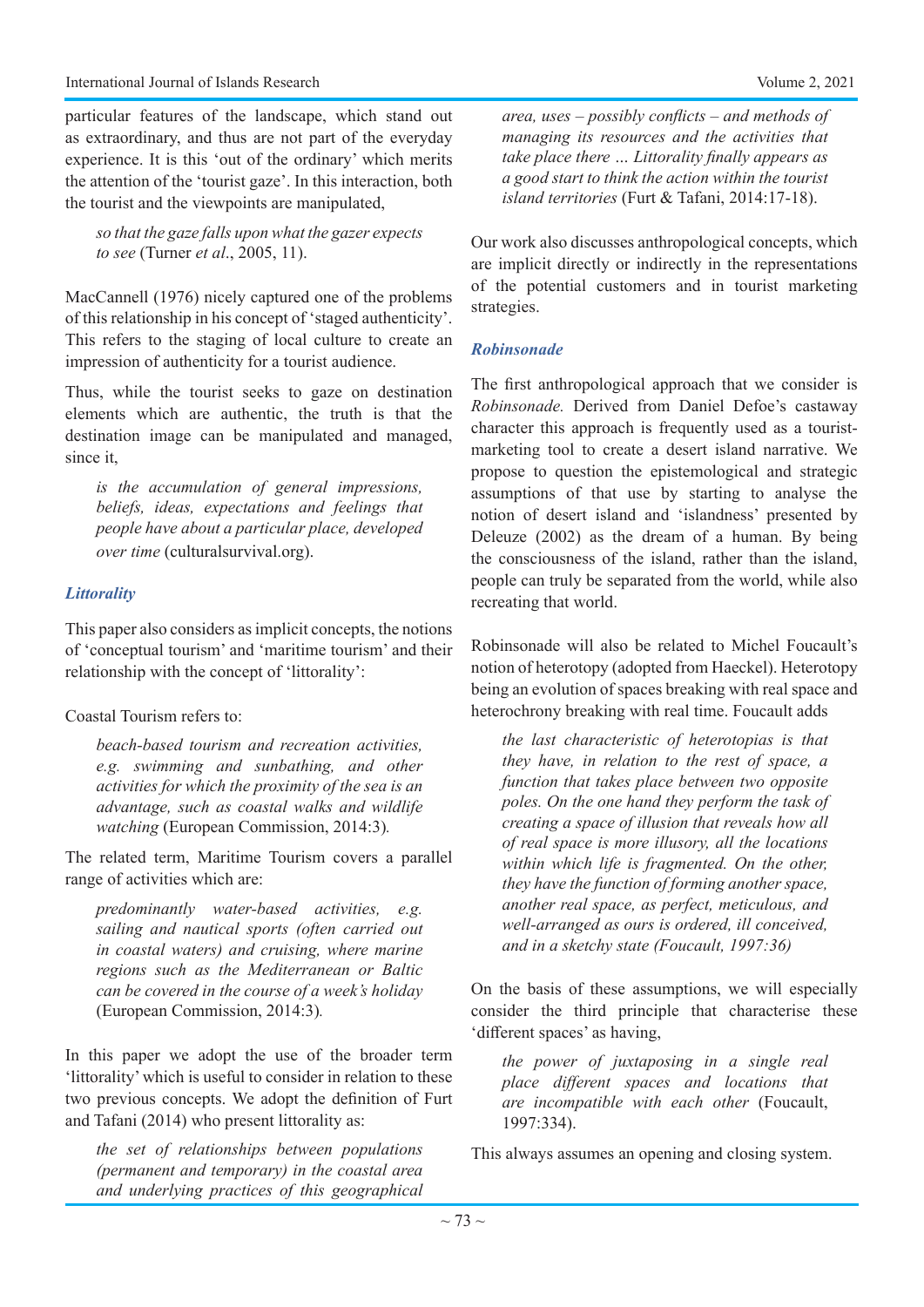particular features of the landscape, which stand out as extraordinary, and thus are not part of the everyday experience. It is this 'out of the ordinary' which merits the attention of the 'tourist gaze'. In this interaction, both the tourist and the viewpoints are manipulated,

> *so that the gaze falls upon what the gazer expects to see* (Turner *et al*., 2005, 11).

MacCannell (1976) nicely captured one of the problems of this relationship in his concept of 'staged authenticity'. This refers to the staging of local culture to create an impression of authenticity for a tourist audience.

Thus, while the tourist seeks to gaze on destination elements which are authentic, the truth is that the destination image can be manipulated and managed, since it,

> *is the accumulation of general impressions, beliefs, ideas, expectations and feelings that people have about a particular place, developed over time* (culturalsurvival.org).

### *Littorality*

This paper also considers as implicit concepts, the notions of 'conceptual tourism' and 'maritime tourism' and their relationship with the concept of 'littorality':

Coastal Tourism refers to:

> *beach-based tourism and recreation activities, e.g. swimming and sunbathing, and other activities for which the proximity of the sea is an advantage, such as coastal walks and wildlife watching* (European Commission, 2014:3).

The related term, Maritime Tourism covers a parallel range of activities which are:

> *predominantly water-based activities, e.g. sailing and nautical sports (often carried out in coastal waters) and cruising, where marine regions such as the Mediterranean or Baltic can be covered in the course of a week's holiday* (European Commission, 2014:3).

In this paper we adopt the use of the broader term 'littorality' which is useful to consider in relation to these two previous concepts. We adopt the definition of Furt and Tafani (2014) who present littorality as:

> *the set of relationships between populations (permanent and temporary) in the coastal area and underlying practices of this geographical area, uses – possibly conflicts – and methods of managing its resources and the activities that take place there … Littorality finally appears as a good start to think the action within the tourist island territories* (Furt & Tafani, 2014:17-18).

Our work also discusses anthropological concepts, which are implicit directly or indirectly in the representations of the potential customers and in tourist marketing strategies.

### *Robinsonade*

The first anthropological approach that we consider is *Robinsonade.* Derived from Daniel Defoe's castaway character this approach is frequently used as a tourist-marketing tool to create a desert island narrative. We propose to question the epistemological and strategic assumptions of that use by starting to analyse the notion of desert island and 'islandness' presented by Deleuze (2002) as the dream of a human. By being the consciousness of the island, rather than the island, people can truly be separated from the world, while also recreating that world.

Robinsonade will also be related to Michel Foucault's notion of heterotopy (adopted from Haeckel). Heterotopy being an evolution of spaces breaking with real space and heterochrony breaking with real time. Foucault adds

> *the last characteristic of heterotopias is that they have, in relation to the rest of space, a function that takes place between two opposite poles. On the one hand they perform the task of creating a space of illusion that reveals how all of real space is more illusory, all the locations within which life is fragmented. On the other, they have the function of forming another space, another real space, as perfect, meticulous, and well-arranged as ours is ordered, ill conceived, and in a sketchy state (Foucault, 1997:36)*

On the basis of these assumptions, we will especially consider the third principle that characterise these 'different spaces' as having,

> *the power of juxtaposing in a single real place different spaces and locations that are incompatible with each other* (Foucault, 1997:334).

This always assumes an opening and closing system.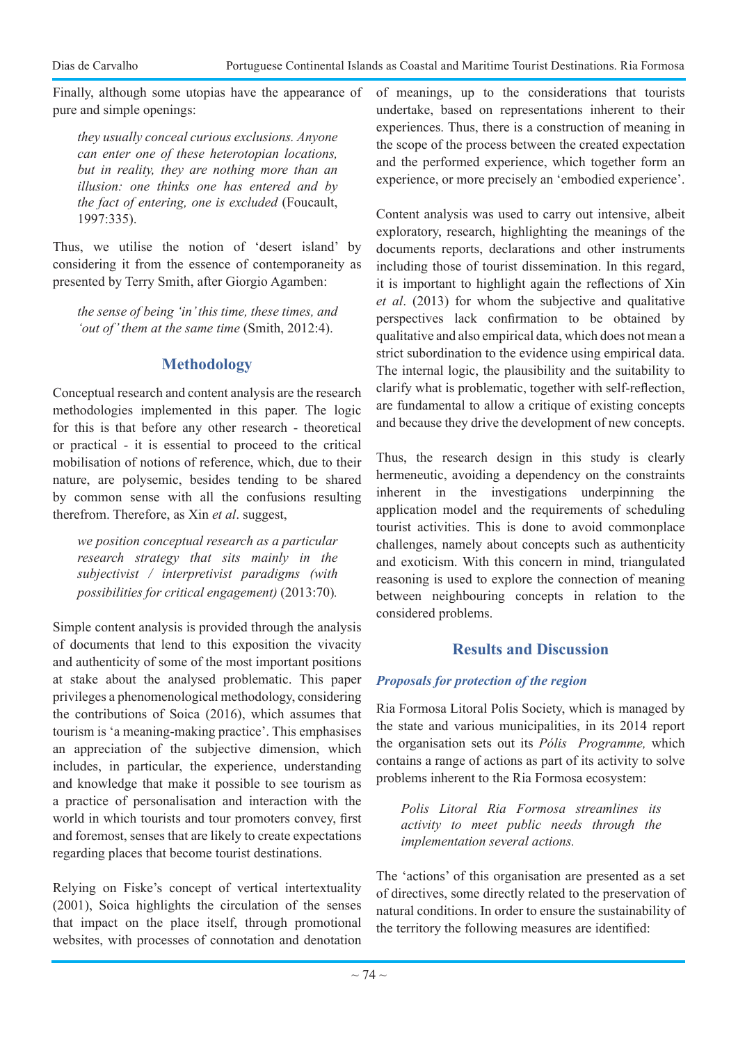Finally, although some utopias have the appearance of pure and simple openings:

> *they usually conceal curious exclusions. Anyone can enter one of these heterotopian locations, but in reality, they are nothing more than an illusion: one thinks one has entered and by the fact of entering, one is excluded* (Foucault, 1997:335).

Thus, we utilise the notion of 'desert island' by considering it from the essence of contemporaneity as presented by Terry Smith, after Giorgio Agamben:

> *the sense of being 'in' this time, these times, and 'out of' them at the same time* (Smith, 2012:4).

## Methodology

Conceptual research and content analysis are the research methodologies implemented in this paper. The logic for this is that before any other research - theoretical or practical - it is essential to proceed to the critical mobilisation of notions of reference, which, due to their nature, are polysemic, besides tending to be shared by common sense with all the confusions resulting therefrom. Therefore, as Xin *et al*. suggest,

> *we position conceptual research as a particular research strategy that sits mainly in the subjectivist / interpretivist paradigms (with possibilities for critical engagement)* (2013:70).

Simple content analysis is provided through the analysis of documents that lend to this exposition the vivacity and authenticity of some of the most important positions at stake about the analysed problematic. This paper privileges a phenomenological methodology, considering the contributions of Soica (2016), which assumes that tourism is 'a meaning-making practice'. This emphasises an appreciation of the subjective dimension, which includes, in particular, the experience, understanding and knowledge that make it possible to see tourism as a practice of personalisation and interaction with the world in which tourists and tour promoters convey, first and foremost, senses that are likely to create expectations regarding places that become tourist destinations.

Relying on Fiske's concept of vertical intertextuality (2001), Soica highlights the circulation of the senses that impact on the place itself, through promotional websites, with processes of connotation and denotation of meanings, up to the considerations that tourists undertake, based on representations inherent to their experiences. Thus, there is a construction of meaning in the scope of the process between the created expectation and the performed experience, which together form an experience, or more precisely an 'embodied experience'.

Content analysis was used to carry out intensive, albeit exploratory, research, highlighting the meanings of the documents reports, declarations and other instruments including those of tourist dissemination. In this regard, it is important to highlight again the reflections of Xin *et al*. (2013) for whom the subjective and qualitative perspectives lack confirmation to be obtained by qualitative and also empirical data, which does not mean a strict subordination to the evidence using empirical data. The internal logic, the plausibility and the suitability to clarify what is problematic, together with self-reflection, are fundamental to allow a critique of existing concepts and because they drive the development of new concepts.

Thus, the research design in this study is clearly hermeneutic, avoiding a dependency on the constraints inherent in the investigations underpinning the application model and the requirements of scheduling tourist activities. This is done to avoid commonplace challenges, namely about concepts such as authenticity and exoticism. With this concern in mind, triangulated reasoning is used to explore the connection of meaning between neighbouring concepts in relation to the considered problems.

## Results and Discussion

### *Proposals for protection of the region*

Ria Formosa Litoral Polis Society, which is managed by the state and various municipalities, in its 2014 report the organisation sets out its *Pólis Programme,* which contains a range of actions as part of its activity to solve problems inherent to the Ria Formosa ecosystem:

> *Polis Litoral Ria Formosa streamlines its activity to meet public needs through the implementation several actions.*

The 'actions' of this organisation are presented as a set of directives, some directly related to the preservation of natural conditions. In order to ensure the sustainability of the territory the following measures are identified: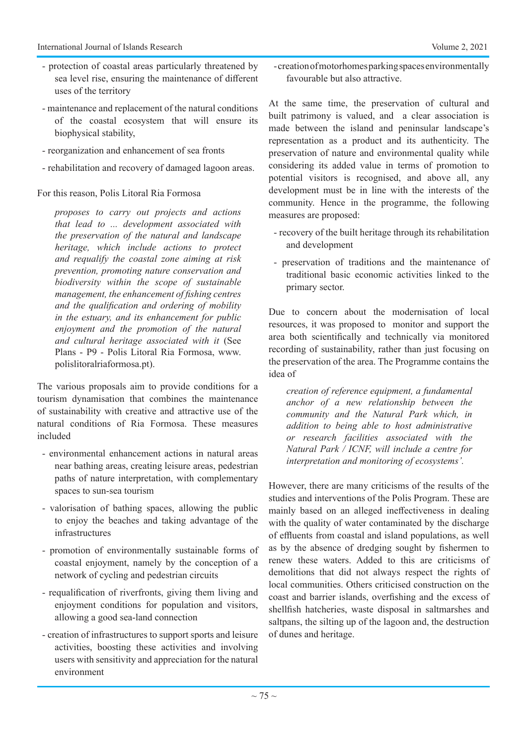- protection of coastal areas particularly threatened by sea level rise, ensuring the maintenance of different uses of the territory
- maintenance and replacement of the natural conditions of the coastal ecosystem that will ensure its biophysical stability,
- reorganization and enhancement of sea fronts
- rehabilitation and recovery of damaged lagoon areas.

For this reason, Polis Litoral Ria Formosa

> *proposes to carry out projects and actions that lead to ... development associated with the preservation of the natural and landscape heritage, which include actions to protect and requalify the coastal zone aiming at risk prevention, promoting nature conservation and biodiversity within the scope of sustainable management, the enhancement of fishing centres and the qualification and ordering of mobility in the estuary, and its enhancement for public enjoyment and the promotion of the natural and cultural heritage associated with it* (See Plans - P9 - Polis Litoral Ria Formosa, www.polislitoralriaformosa.pt).

The various proposals aim to provide conditions for a tourism dynamisation that combines the maintenance of sustainability with creative and attractive use of the natural conditions of Ria Formosa. These measures included

- environmental enhancement actions in natural areas near bathing areas, creating leisure areas, pedestrian paths of nature interpretation, with complementary spaces to sun-sea tourism
- valorisation of bathing spaces, allowing the public to enjoy the beaches and taking advantage of the infrastructures
- promotion of environmentally sustainable forms of coastal enjoyment, namely by the conception of a network of cycling and pedestrian circuits
- requalification of riverfronts, giving them living and enjoyment conditions for population and visitors, allowing a good sea-land connection
- creation of infrastructures to support sports and leisure activities, boosting these activities and involving users with sensitivity and appreciation for the natural environment
- creation of motorhomes parking spaces environmentally favourable but also attractive.

At the same time, the preservation of cultural and built patrimony is valued, and a clear association is made between the island and peninsular landscape's representation as a product and its authenticity. The preservation of nature and environmental quality while considering its added value in terms of promotion to potential visitors is recognised, and above all, any development must be in line with the interests of the community. Hence in the programme, the following measures are proposed:

- recovery of the built heritage through its rehabilitation and development
- preservation of traditions and the maintenance of traditional basic economic activities linked to the primary sector.

Due to concern about the modernisation of local resources, it was proposed to monitor and support the area both scientifically and technically via monitored recording of sustainability, rather than just focusing on the preservation of the area. The Programme contains the idea of

> *creation of reference equipment, a fundamental anchor of a new relationship between the community and the Natural Park which, in addition to being able to host administrative or research facilities associated with the Natural Park / ICNF, will include a centre for interpretation and monitoring of ecosystems'.*

However, there are many criticisms of the results of the studies and interventions of the Polis Program. These are mainly based on an alleged ineffectiveness in dealing with the quality of water contaminated by the discharge of effluents from coastal and island populations, as well as by the absence of dredging sought by fishermen to renew these waters. Added to this are criticisms of demolitions that did not always respect the rights of local communities. Others criticised construction on the coast and barrier islands, overfishing and the excess of shellfish hatcheries, waste disposal in saltmarshes and saltpans, the silting up of the lagoon and, the destruction of dunes and heritage.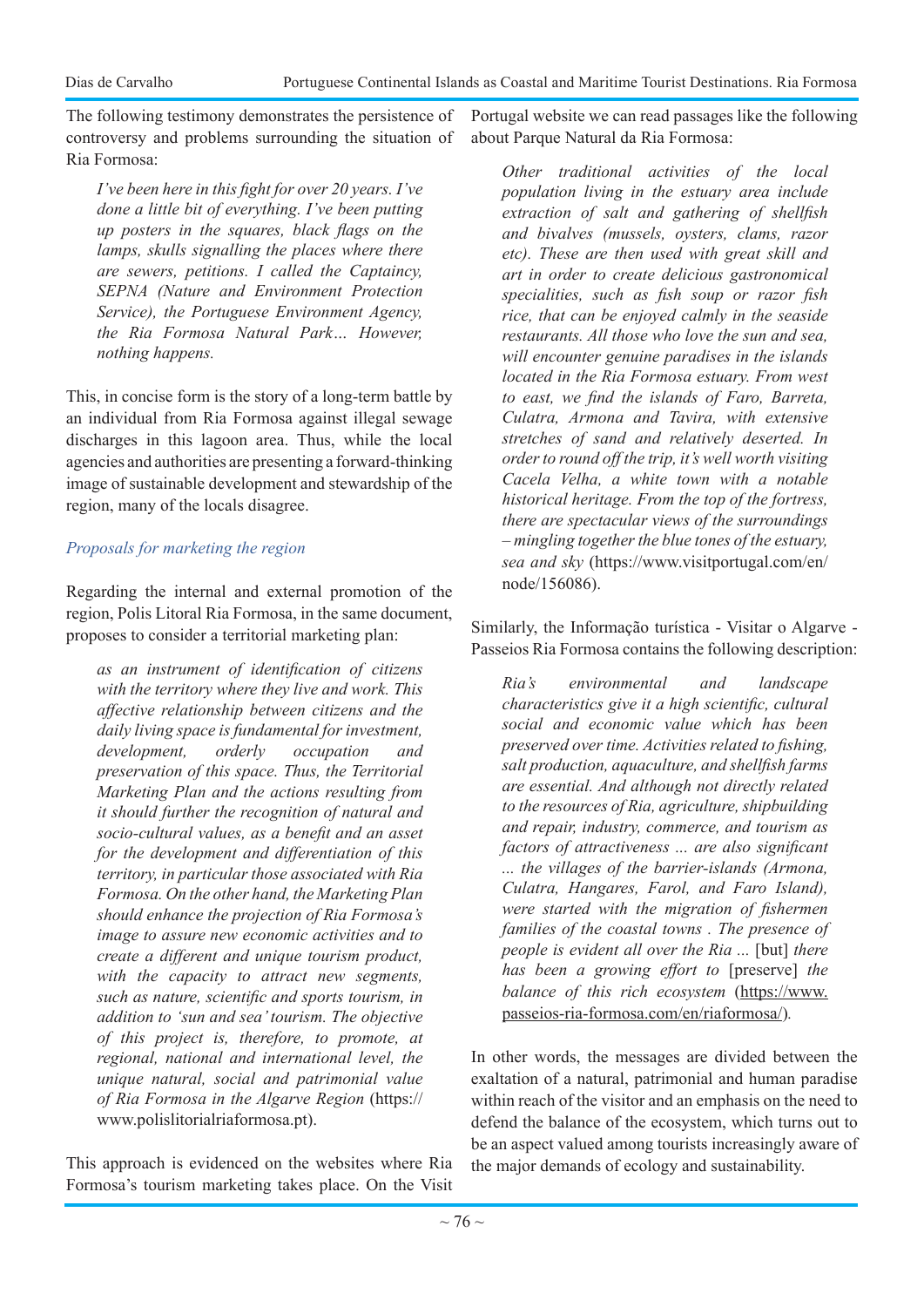The following testimony demonstrates the persistence of controversy and problems surrounding the situation of Ria Formosa:

> *I've been here in this fight for over 20 years. I've done a little bit of everything. I've been putting up posters in the squares, black flags on the lamps, skulls signalling the places where there are sewers, petitions. I called the Captaincy, SEPNA (Nature and Environment Protection Service), the Portuguese Environment Agency, the Ria Formosa Natural Park… However, nothing happens.*

This, in concise form is the story of a long-term battle by an individual from Ria Formosa against illegal sewage discharges in this lagoon area. Thus, while the local agencies and authorities are presenting a forward-thinking image of sustainable development and stewardship of the region, many of the locals disagree.

### *Proposals for marketing the region*

Regarding the internal and external promotion of the region, Polis Litoral Ria Formosa, in the same document, proposes to consider a territorial marketing plan:

> *as an instrument of identification of citizens with the territory where they live and work. This affective relationship between citizens and the daily living space is fundamental for investment, development, orderly occupation and preservation of this space. Thus, the Territorial Marketing Plan and the actions resulting from it should further the recognition of natural and socio-cultural values, as a benefit and an asset for the development and differentiation of this territory, in particular those associated with Ria Formosa. On the other hand, the Marketing Plan should enhance the projection of Ria Formosa's image to assure new economic activities and to create a different and unique tourism product, with the capacity to attract new segments, such as nature, scientific and sports tourism, in addition to 'sun and sea' tourism. The objective of this project is, therefore, to promote, at regional, national and international level, the unique natural, social and patrimonial value of Ria Formosa in the Algarve Region* (https://www.polislitorialriaformosa.pt).

This approach is evidenced on the websites where Ria Formosa's tourism marketing takes place. On the Visit Portugal website we can read passages like the following about Parque Natural da Ria Formosa:

> *Other traditional activities of the local population living in the estuary area include extraction of salt and gathering of shellfish and bivalves (mussels, oysters, clams, razor etc). These are then used with great skill and art in order to create delicious gastronomical specialities, such as fish soup or razor fish rice, that can be enjoyed calmly in the seaside restaurants. All those who love the sun and sea, will encounter genuine paradises in the islands located in the Ria Formosa estuary. From west to east, we find the islands of Faro, Barreta, Culatra, Armona and Tavira, with extensive stretches of sand and relatively deserted. In order to round off the trip, it's well worth visiting Cacela Velha, a white town with a notable historical heritage. From the top of the fortress, there are spectacular views of the surroundings – mingling together the blue tones of the estuary, sea and sky* (https://www.visitportugal.com/en/node/156086).

Similarly, the Informação turística - Visitar o Algarve - Passeios Ria Formosa contains the following description:

> *Ria's environmental and landscape characteristics give it a high scientific, cultural social and economic value which has been preserved over time. Activities related to fishing, salt production, aquaculture, and shellfish farms are essential. And although not directly related to the resources of Ria, agriculture, shipbuilding and repair, industry, commerce, and tourism as factors of attractiveness ... are also significant ... the villages of the barrier-islands (Armona, Culatra, Hangares, Farol, and Faro Island), were started with the migration of fishermen families of the coastal towns . The presence of people is evident all over the Ria ...* [but] *there has been a growing effort to* [preserve] *the balance of this rich ecosystem* (https://www.passeios-ria-formosa.com/en/riaformosa/).

In other words, the messages are divided between the exaltation of a natural, patrimonial and human paradise within reach of the visitor and an emphasis on the need to defend the balance of the ecosystem, which turns out to be an aspect valued among tourists increasingly aware of the major demands of ecology and sustainability.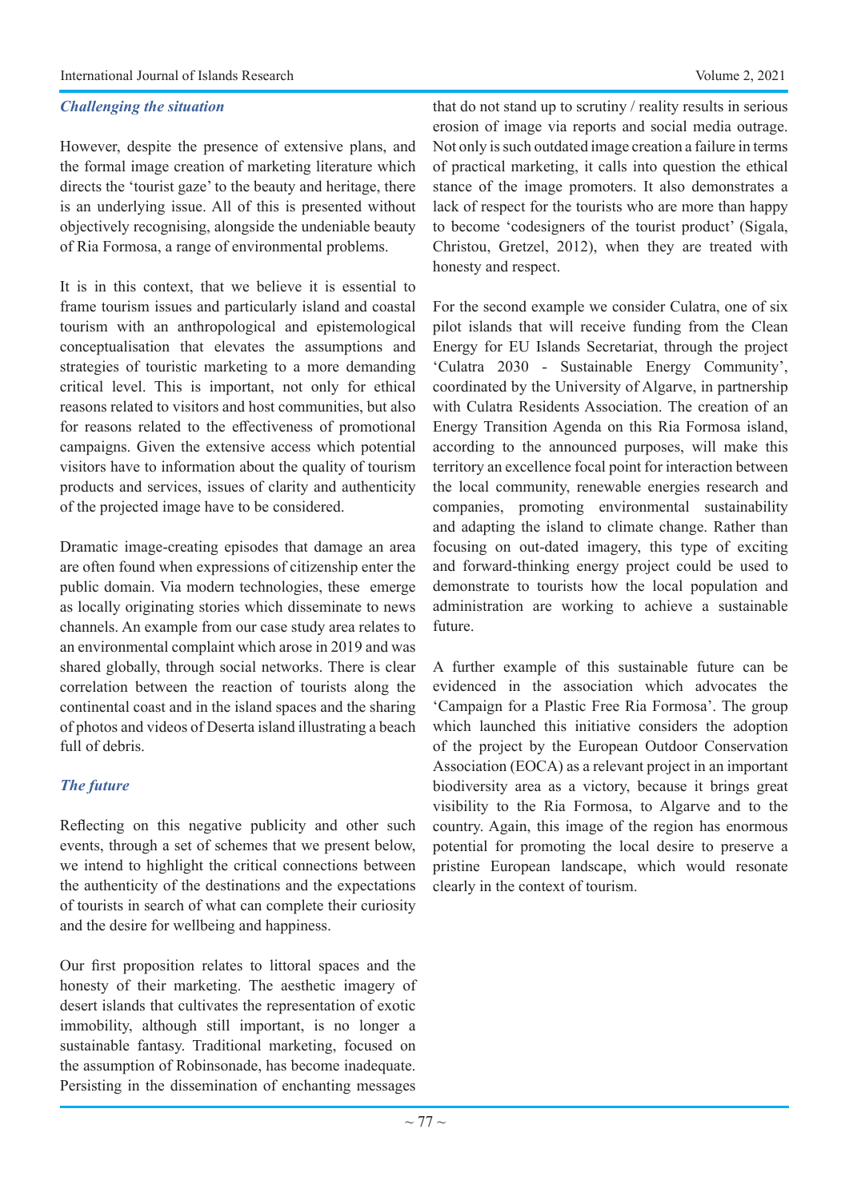### *Challenging the situation*

However, despite the presence of extensive plans, and the formal image creation of marketing literature which directs the 'tourist gaze' to the beauty and heritage, there is an underlying issue. All of this is presented without objectively recognising, alongside the undeniable beauty of Ria Formosa, a range of environmental problems.

It is in this context, that we believe it is essential to frame tourism issues and particularly island and coastal tourism with an anthropological and epistemological conceptualisation that elevates the assumptions and strategies of touristic marketing to a more demanding critical level. This is important, not only for ethical reasons related to visitors and host communities, but also for reasons related to the effectiveness of promotional campaigns. Given the extensive access which potential visitors have to information about the quality of tourism products and services, issues of clarity and authenticity of the projected image have to be considered.

Dramatic image-creating episodes that damage an area are often found when expressions of citizenship enter the public domain. Via modern technologies, these emerge as locally originating stories which disseminate to news channels. An example from our case study area relates to an environmental complaint which arose in 2019 and was shared globally, through social networks. There is clear correlation between the reaction of tourists along the continental coast and in the island spaces and the sharing of photos and videos of Deserta island illustrating a beach full of debris.

### *The future*

Reflecting on this negative publicity and other such events, through a set of schemes that we present below, we intend to highlight the critical connections between the authenticity of the destinations and the expectations of tourists in search of what can complete their curiosity and the desire for wellbeing and happiness.

Our first proposition relates to littoral spaces and the honesty of their marketing. The aesthetic imagery of desert islands that cultivates the representation of exotic immobility, although still important, is no longer a sustainable fantasy. Traditional marketing, focused on the assumption of Robinsonade, has become inadequate. Persisting in the dissemination of enchanting messages that do not stand up to scrutiny / reality results in serious erosion of image via reports and social media outrage. Not only is such outdated image creation a failure in terms of practical marketing, it calls into question the ethical stance of the image promoters. It also demonstrates a lack of respect for the tourists who are more than happy to become 'codesigners of the tourist product' (Sigala, Christou, Gretzel, 2012), when they are treated with honesty and respect.

For the second example we consider Culatra, one of six pilot islands that will receive funding from the Clean Energy for EU Islands Secretariat, through the project 'Culatra 2030 - Sustainable Energy Community', coordinated by the University of Algarve, in partnership with Culatra Residents Association. The creation of an Energy Transition Agenda on this Ria Formosa island, according to the announced purposes, will make this territory an excellence focal point for interaction between the local community, renewable energies research and companies, promoting environmental sustainability and adapting the island to climate change. Rather than focusing on out-dated imagery, this type of exciting and forward-thinking energy project could be used to demonstrate to tourists how the local population and administration are working to achieve a sustainable future.

A further example of this sustainable future can be evidenced in the association which advocates the 'Campaign for a Plastic Free Ria Formosa'. The group which launched this initiative considers the adoption of the project by the European Outdoor Conservation Association (EOCA) as a relevant project in an important biodiversity area as a victory, because it brings great visibility to the Ria Formosa, to Algarve and to the country. Again, this image of the region has enormous potential for promoting the local desire to preserve a pristine European landscape, which would resonate clearly in the context of tourism.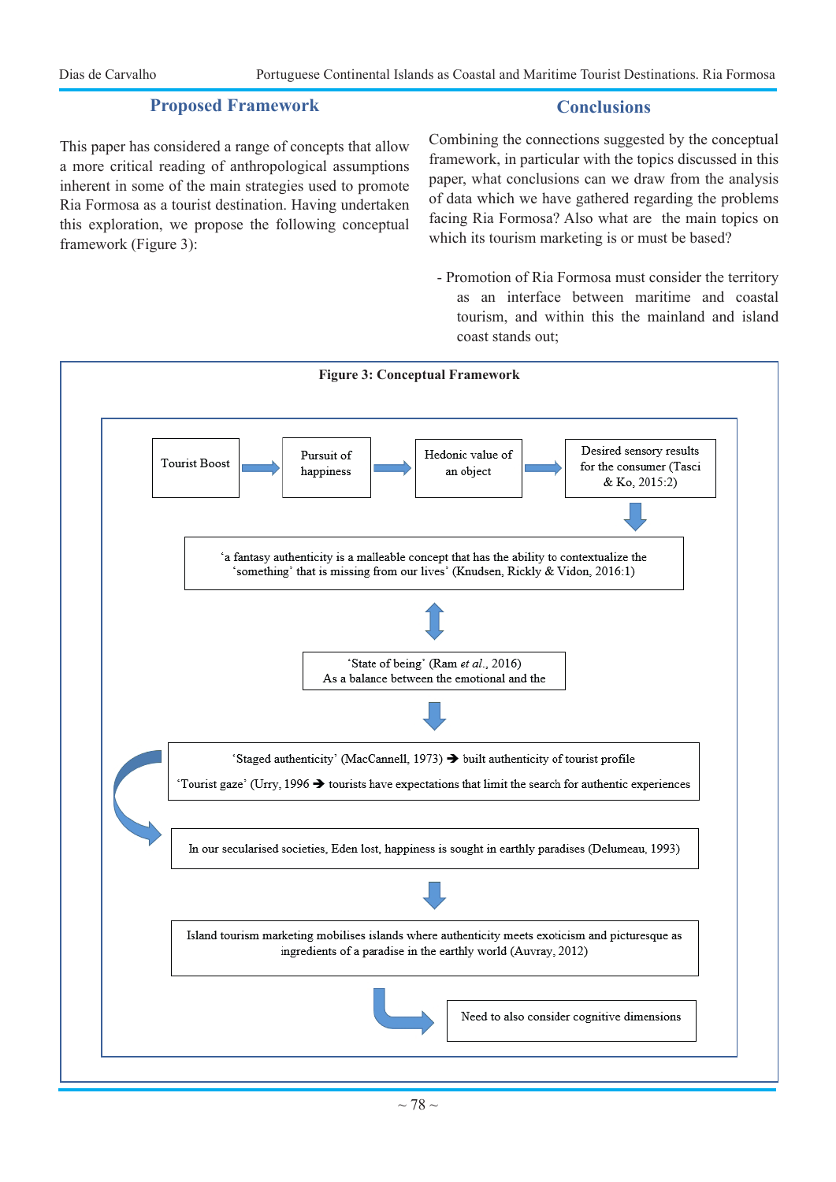## Proposed Framework

This paper has considered a range of concepts that allow a more critical reading of anthropological assumptions inherent in some of the main strategies used to promote Ria Formosa as a tourist destination. Having undertaken this exploration, we propose the following conceptual framework (Figure 3):

## Conclusions

Combining the connections suggested by the conceptual framework, in particular with the topics discussed in this paper, what conclusions can we draw from the analysis of data which we have gathered regarding the problems facing Ria Formosa? Also what are the main topics on which its tourism marketing is or must be based?

- Promotion of Ria Formosa must consider the territory as an interface between maritime and coastal tourism, and within this the mainland and island coast stands out;

**Figure 3: Conceptual Framework**

Tourist Boost → Pursuit of happiness → Hedonic value of an object → Desired sensory results for the consumer (Tasci & Ko, 2015:2)

↓

'a fantasy authenticity is a malleable concept that has the ability to contextualize the 'something' that is missing from our lives' (Knudsen, Rickly & Vidon, 2016:1)

↕

'State of being' (Ram *et al*., 2016)
As a balance between the emotional and the

↓

'Staged authenticity' (MacCannell, 1973) → built authenticity of tourist profile

'Tourist gaze' (Urry, 1996 → tourists have expectations that limit the search for authentic experiences

In our secularised societies, Eden lost, happiness is sought in earthly paradises (Delumeau, 1993)

↓

Island tourism marketing mobilises islands where authenticity meets exoticism and picturesque as ingredients of a paradise in the earthly world (Auvray, 2012)

→ Need to also consider cognitive dimensions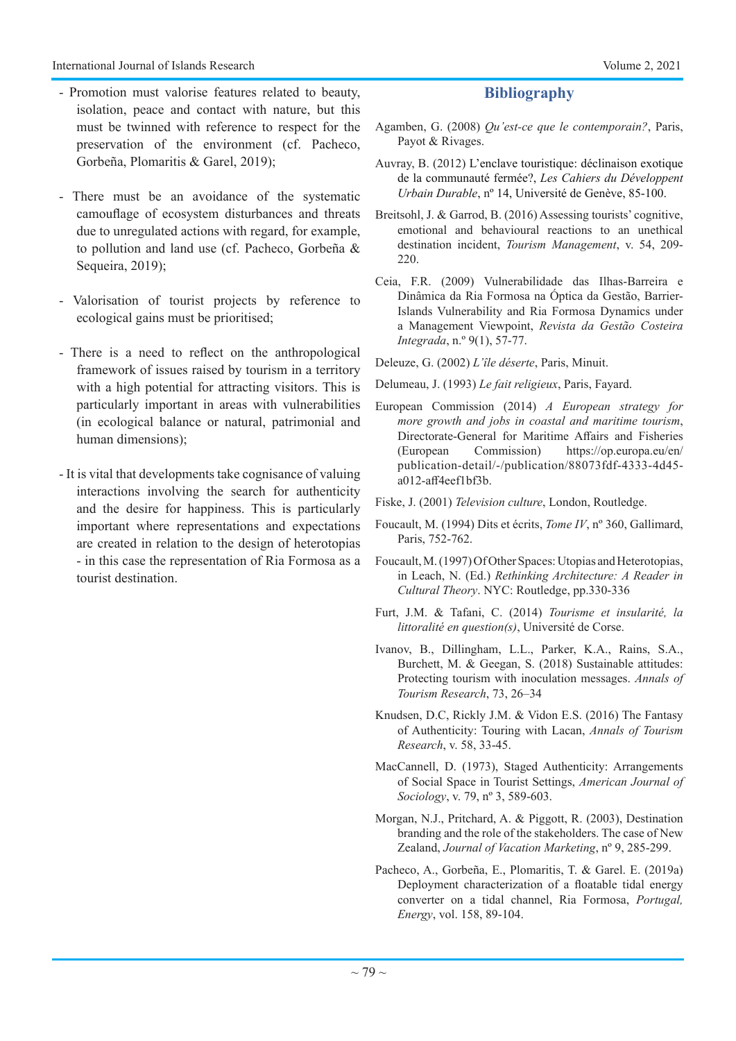- Promotion must valorise features related to beauty, isolation, peace and contact with nature, but this must be twinned with reference to respect for the preservation of the environment (cf. Pacheco, Gorbeña, Plomaritis & Garel, 2019);

- There must be an avoidance of the systematic camouflage of ecosystem disturbances and threats due to unregulated actions with regard, for example, to pollution and land use (cf. Pacheco, Gorbeña & Sequeira, 2019);

- Valorisation of tourist projects by reference to ecological gains must be prioritised;

- There is a need to reflect on the anthropological framework of issues raised by tourism in a territory with a high potential for attracting visitors. This is particularly important in areas with vulnerabilities (in ecological balance or natural, patrimonial and human dimensions);

- It is vital that developments take cognisance of valuing interactions involving the search for authenticity and the desire for happiness. This is particularly important where representations and expectations are created in relation to the design of heterotopias - in this case the representation of Ria Formosa as a tourist destination.

## Bibliography

Agamben, G. (2008) *Qu'est-ce que le contemporain?*, Paris, Payot & Rivages.

Auvray, B. (2012) L'enclave touristique: déclinaison exotique de la communauté fermée?, *Les Cahiers du Développent Urbain Durable*, nº 14, Université de Genève, 85-100.

Breitsohl, J. & Garrod, B. (2016) Assessing tourists' cognitive, emotional and behavioural reactions to an unethical destination incident, *Tourism Management*, v. 54, 209-220.

Ceia, F.R. (2009) Vulnerabilidade das Ilhas-Barreira e Dinâmica da Ria Formosa na Óptica da Gestão, Barrier-Islands Vulnerability and Ria Formosa Dynamics under a Management Viewpoint, *Revista da Gestão Costeira Integrada*, n.º 9(1), 57-77.

Deleuze, G. (2002) *L'île déserte*, Paris, Minuit.

Delumeau, J. (1993) *Le fait religieux*, Paris, Fayard.

European Commission (2014) *A European strategy for more growth and jobs in coastal and maritime tourism*, Directorate-General for Maritime Affairs and Fisheries (European Commission) https://op.europa.eu/en/publication-detail/-/publication/88073fdf-4333-4d45-a012-aff4eef1bf3b.

Fiske, J. (2001) *Television culture*, London, Routledge.

Foucault, M. (1994) Dits et écrits, *Tome IV*, nº 360, Gallimard, Paris, 752-762.

Foucault, M. (1997) Of Other Spaces: Utopias and Heterotopias, in Leach, N. (Ed.) *Rethinking Architecture: A Reader in Cultural Theory*. NYC: Routledge, pp.330-336

Furt, J.M. & Tafani, C. (2014) *Tourisme et insularité, la littoralité en question(s)*, Université de Corse.

Ivanov, B., Dillingham, L.L., Parker, K.A., Rains, S.A., Burchett, M. & Geegan, S. (2018) Sustainable attitudes: Protecting tourism with inoculation messages. *Annals of Tourism Research*, 73, 26–34

Knudsen, D.C, Rickly J.M. & Vidon E.S. (2016) The Fantasy of Authenticity: Touring with Lacan, *Annals of Tourism Research*, v. 58, 33-45.

MacCannell, D. (1973), Staged Authenticity: Arrangements of Social Space in Tourist Settings, *American Journal of Sociology*, v. 79, nº 3, 589-603.

Morgan, N.J., Pritchard, A. & Piggott, R. (2003), Destination branding and the role of the stakeholders. The case of New Zealand, *Journal of Vacation Marketing*, nº 9, 285-299.

Pacheco, A., Gorbeña, E., Plomaritis, T. & Garel. E. (2019a) Deployment characterization of a floatable tidal energy converter on a tidal channel, Ria Formosa, *Portugal, Energy*, vol. 158, 89-104.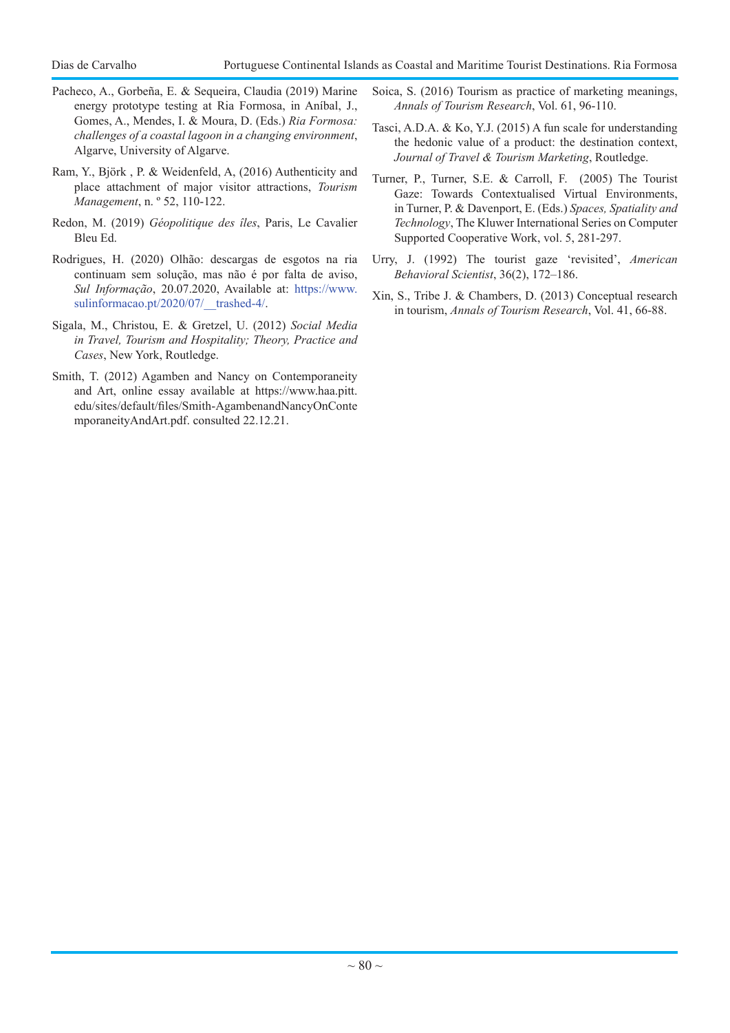Pacheco, A., Gorbeña, E. & Sequeira, Claudia (2019) Marine energy prototype testing at Ria Formosa, in Aníbal, J., Gomes, A., Mendes, I. & Moura, D. (Eds.) *Ria Formosa: challenges of a coastal lagoon in a changing environment*, Algarve, University of Algarve.

Ram, Y., Björk , P. & Weidenfeld, A, (2016) Authenticity and place attachment of major visitor attractions, *Tourism Management*, n. º 52, 110-122.

Redon, M. (2019) *Géopolitique des îles*, Paris, Le Cavalier Bleu Ed.

Rodrigues, H. (2020) Olhão: descargas de esgotos na ria continuam sem solução, mas não é por falta de aviso, *Sul Informação*, 20.07.2020, Available at: https://www.sulinformacao.pt/2020/07/__trashed-4/.

Sigala, M., Christou, E. & Gretzel, U. (2012) *Social Media in Travel, Tourism and Hospitality; Theory, Practice and Cases*, New York, Routledge.

Smith, T. (2012) Agamben and Nancy on Contemporaneity and Art, online essay available at https://www.haa.pitt.edu/sites/default/files/Smith-AgambenandNancyOnContemporaneityAndArt.pdf. consulted 22.12.21.

Soica, S. (2016) Tourism as practice of marketing meanings, *Annals of Tourism Research*, Vol. 61, 96-110.

Tasci, A.D.A. & Ko, Y.J. (2015) A fun scale for understanding the hedonic value of a product: the destination context, *Journal of Travel & Tourism Marketing*, Routledge.

Turner, P., Turner, S.E. & Carroll, F. (2005) The Tourist Gaze: Towards Contextualised Virtual Environments, in Turner, P. & Davenport, E. (Eds.) *Spaces, Spatiality and Technology*, The Kluwer International Series on Computer Supported Cooperative Work, vol. 5, 281-297.

Urry, J. (1992) The tourist gaze 'revisited', *American Behavioral Scientist*, 36(2), 172–186.

Xin, S., Tribe J. & Chambers, D. (2013) Conceptual research in tourism, *Annals of Tourism Research*, Vol. 41, 66-88.